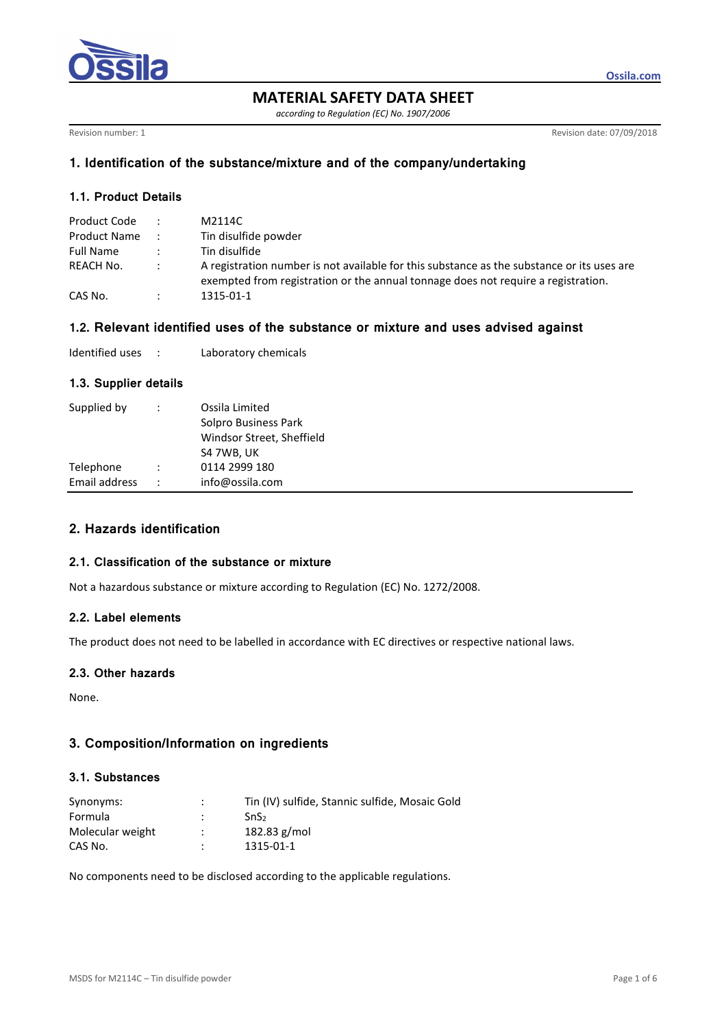# MATERIAL SAFETY DATA SHEET

*according to Regulation (EC) No. 1907/2006*

Revision number: 1 | Revision date: 07/09/2018

## 1. Identification of the substance/mixture and of the company/undertaking

### 1.1. Product Details

| | | |
|---|---|---|
| Product Code | : | M2114C |
| Product Name | : | Tin disulfide powder |
| Full Name | : | Tin disulfide |
| REACH No. | : | A registration number is not available for this substance as the substance or its uses are exempted from registration or the annual tonnage does not require a registration. |
| CAS No. | : | 1315-01-1 |

### 1.2. Relevant identified uses of the substance or mixture and uses advised against

| | | |
|---|---|---|
| Identified uses | : | Laboratory chemicals |

### 1.3. Supplier details

| | | |
|---|---|---|
| Supplied by | : | Ossila Limited<br>Solpro Business Park<br>Windsor Street, Sheffield<br>S4 7WB, UK |
| Telephone | : | 0114 2999 180 |
| Email address | : | info@ossila.com |

## 2. Hazards identification

### 2.1. Classification of the substance or mixture

Not a hazardous substance or mixture according to Regulation (EC) No. 1272/2008.

### 2.2. Label elements

The product does not need to be labelled in accordance with EC directives or respective national laws.

### 2.3. Other hazards

None.

## 3. Composition/Information on ingredients

### 3.1. Substances

| | | |
|---|---|---|
| Synonyms: | : | Tin (IV) sulfide, Stannic sulfide, Mosaic Gold |
| Formula | : | $SnS_2$ |
| Molecular weight | : | 182.83 g/mol |
| CAS No. | : | 1315-01-1 |

No components need to be disclosed according to the applicable regulations.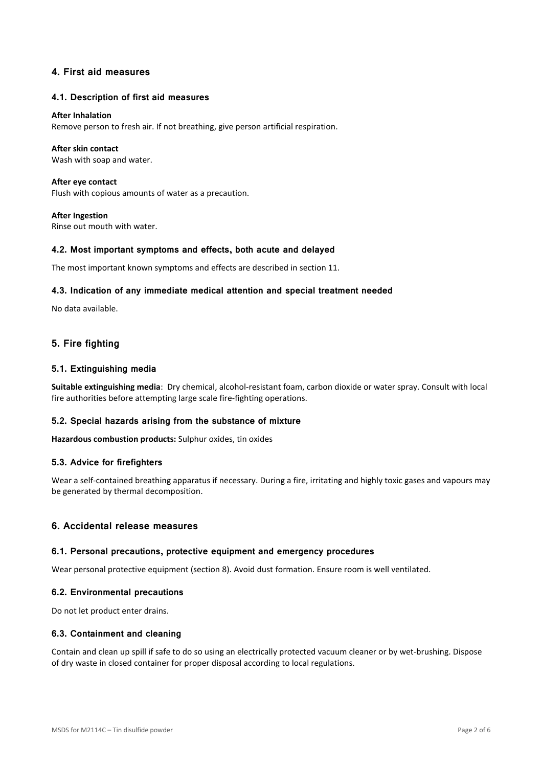## 4. First aid measures

### 4.1. Description of first aid measures

**After Inhalation**
Remove person to fresh air. If not breathing, give person artificial respiration.

**After skin contact**
Wash with soap and water.

**After eye contact**
Flush with copious amounts of water as a precaution.

**After Ingestion**
Rinse out mouth with water.

### 4.2. Most important symptoms and effects, both acute and delayed

The most important known symptoms and effects are described in section 11.

### 4.3. Indication of any immediate medical attention and special treatment needed

No data available.

## 5. Fire fighting

### 5.1. Extinguishing media

**Suitable extinguishing media**: Dry chemical, alcohol-resistant foam, carbon dioxide or water spray. Consult with local fire authorities before attempting large scale fire-fighting operations.

### 5.2. Special hazards arising from the substance of mixture

**Hazardous combustion products:** Sulphur oxides, tin oxides

### 5.3. Advice for firefighters

Wear a self-contained breathing apparatus if necessary. During a fire, irritating and highly toxic gases and vapours may be generated by thermal decomposition.

## 6. Accidental release measures

### 6.1. Personal precautions, protective equipment and emergency procedures

Wear personal protective equipment (section 8). Avoid dust formation. Ensure room is well ventilated.

### 6.2. Environmental precautions

Do not let product enter drains.

### 6.3. Containment and cleaning

Contain and clean up spill if safe to do so using an electrically protected vacuum cleaner or by wet-brushing. Dispose of dry waste in closed container for proper disposal according to local regulations.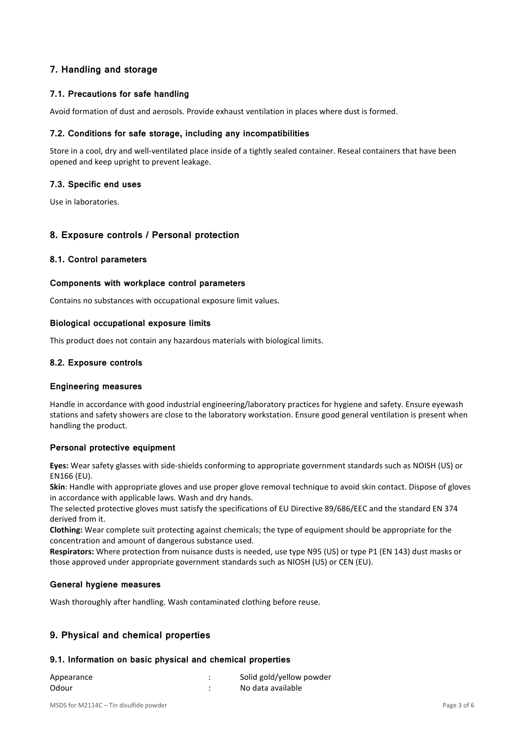## 7. Handling and storage

### 7.1. Precautions for safe handling

Avoid formation of dust and aerosols. Provide exhaust ventilation in places where dust is formed.

### 7.2. Conditions for safe storage, including any incompatibilities

Store in a cool, dry and well-ventilated place inside of a tightly sealed container. Reseal containers that have been opened and keep upright to prevent leakage.

### 7.3. Specific end uses

Use in laboratories.

## 8. Exposure controls / Personal protection

### 8.1. Control parameters

#### Components with workplace control parameters

Contains no substances with occupational exposure limit values.

#### Biological occupational exposure limits

This product does not contain any hazardous materials with biological limits.

### 8.2. Exposure controls

#### Engineering measures

Handle in accordance with good industrial engineering/laboratory practices for hygiene and safety. Ensure eyewash stations and safety showers are close to the laboratory workstation. Ensure good general ventilation is present when handling the product.

#### Personal protective equipment

**Eyes:** Wear safety glasses with side-shields conforming to appropriate government standards such as NOISH (US) or EN166 (EU).

**Skin**: Handle with appropriate gloves and use proper glove removal technique to avoid skin contact. Dispose of gloves in accordance with applicable laws. Wash and dry hands.

The selected protective gloves must satisfy the specifications of EU Directive 89/686/EEC and the standard EN 374 derived from it.

**Clothing:** Wear complete suit protecting against chemicals; the type of equipment should be appropriate for the concentration and amount of dangerous substance used.

**Respirators:** Where protection from nuisance dusts is needed, use type N95 (US) or type P1 (EN 143) dust masks or those approved under appropriate government standards such as NIOSH (US) or CEN (EU).

#### General hygiene measures

Wash thoroughly after handling. Wash contaminated clothing before reuse.

## 9. Physical and chemical properties

### 9.1. Information on basic physical and chemical properties

| | | |
|---|---|---|
| Appearance | : | Solid gold/yellow powder |
| Odour | : | No data available |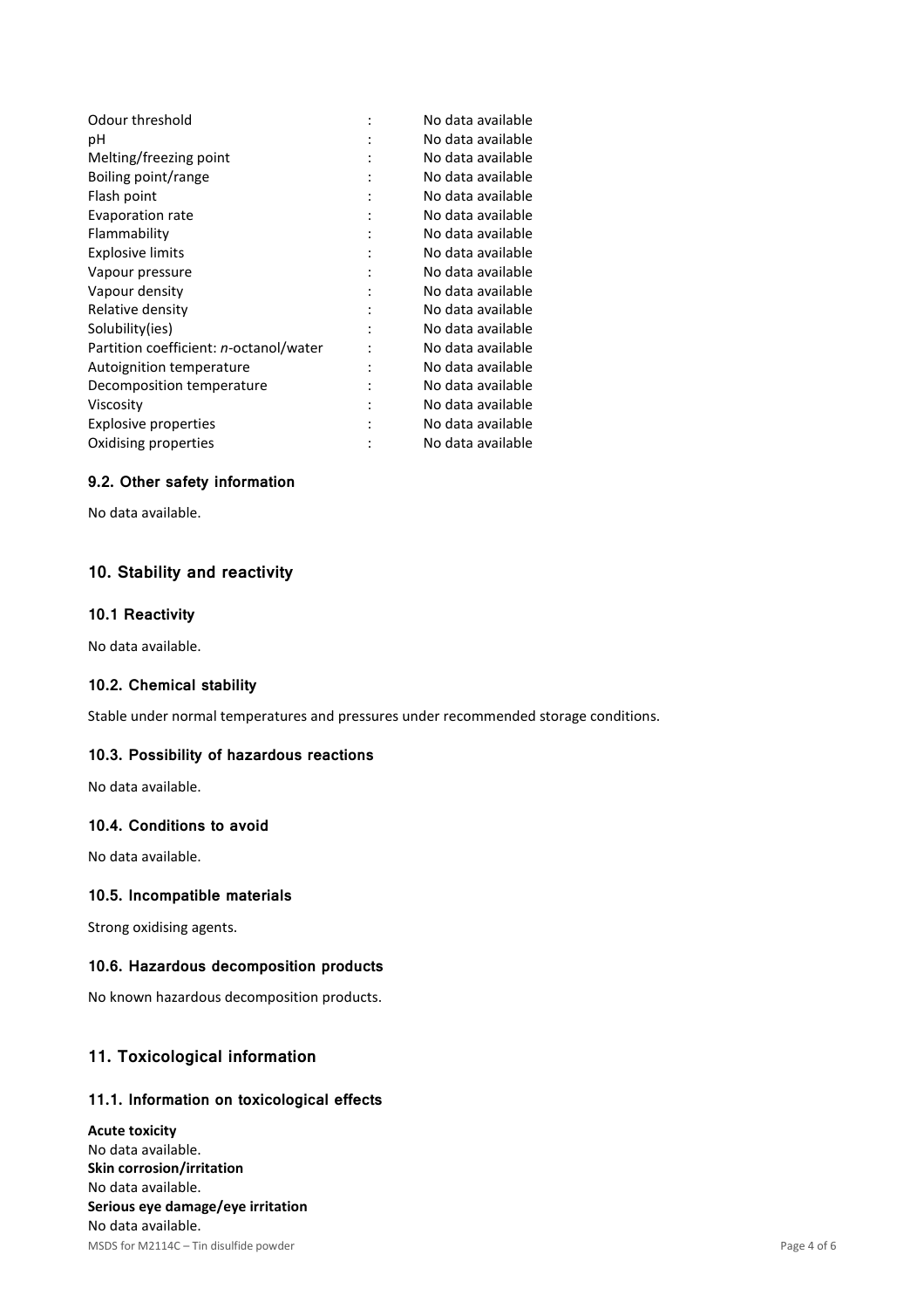| | | |
|---|---|---|
| Odour threshold | : | No data available |
| pH | : | No data available |
| Melting/freezing point | : | No data available |
| Boiling point/range | : | No data available |
| Flash point | : | No data available |
| Evaporation rate | : | No data available |
| Flammability | : | No data available |
| Explosive limits | : | No data available |
| Vapour pressure | : | No data available |
| Vapour density | : | No data available |
| Relative density | : | No data available |
| Solubility(ies) | : | No data available |
| Partition coefficient: *n*-octanol/water | : | No data available |
| Autoignition temperature | : | No data available |
| Decomposition temperature | : | No data available |
| Viscosity | : | No data available |
| Explosive properties | : | No data available |
| Oxidising properties | : | No data available |

### 9.2. Other safety information

No data available.

## 10. Stability and reactivity

### 10.1 Reactivity

No data available.

### 10.2. Chemical stability

Stable under normal temperatures and pressures under recommended storage conditions.

### 10.3. Possibility of hazardous reactions

No data available.

### 10.4. Conditions to avoid

No data available.

### 10.5. Incompatible materials

Strong oxidising agents.

### 10.6. Hazardous decomposition products

No known hazardous decomposition products.

## 11. Toxicological information

### 11.1. Information on toxicological effects

**Acute toxicity**
No data available.
**Skin corrosion/irritation**
No data available.
**Serious eye damage/eye irritation**
No data available.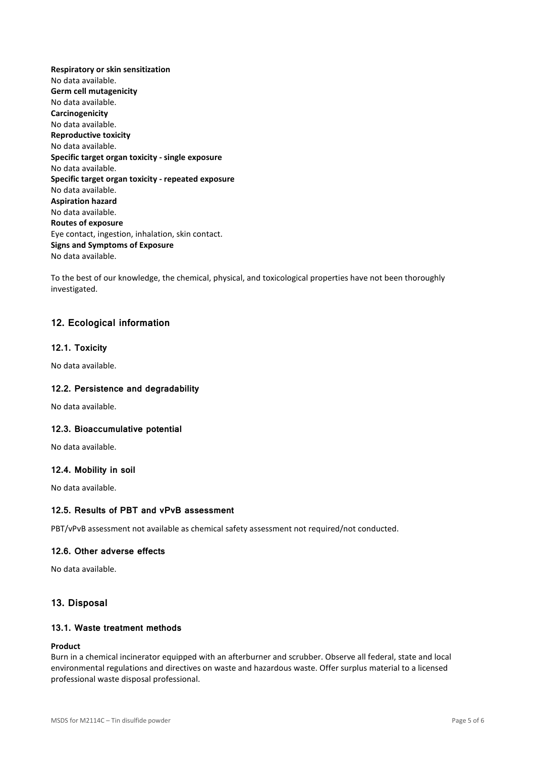**Respiratory or skin sensitization**
No data available.
**Germ cell mutagenicity**
No data available.
**Carcinogenicity**
No data available.
**Reproductive toxicity**
No data available.
**Specific target organ toxicity - single exposure**
No data available.
**Specific target organ toxicity - repeated exposure**
No data available.
**Aspiration hazard**
No data available.
**Routes of exposure**
Eye contact, ingestion, inhalation, skin contact.
**Signs and Symptoms of Exposure**
No data available.

To the best of our knowledge, the chemical, physical, and toxicological properties have not been thoroughly investigated.

## 12. Ecological information

### 12.1. Toxicity

No data available.

### 12.2. Persistence and degradability

No data available.

### 12.3. Bioaccumulative potential

No data available.

### 12.4. Mobility in soil

No data available.

### 12.5. Results of PBT and vPvB assessment

PBT/vPvB assessment not available as chemical safety assessment not required/not conducted.

### 12.6. Other adverse effects

No data available.

## 13. Disposal

### 13.1. Waste treatment methods

**Product**
Burn in a chemical incinerator equipped with an afterburner and scrubber. Observe all federal, state and local environmental regulations and directives on waste and hazardous waste. Offer surplus material to a licensed professional waste disposal professional.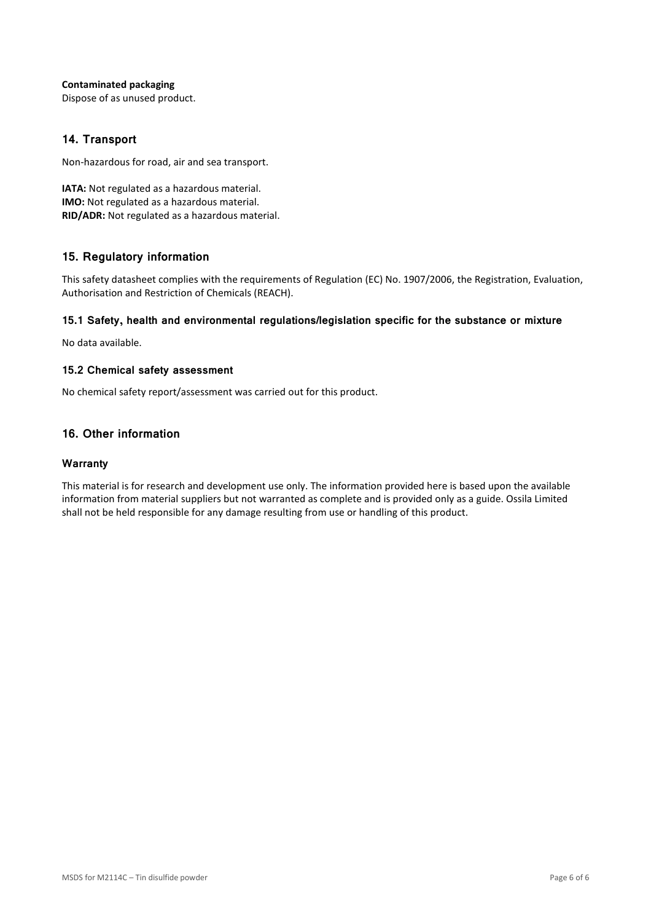**Contaminated packaging**

Dispose of as unused product.

## 14. Transport

Non-hazardous for road, air and sea transport.

**IATA:** Not regulated as a hazardous material.
**IMO:** Not regulated as a hazardous material.
**RID/ADR:** Not regulated as a hazardous material.

## 15. Regulatory information

This safety datasheet complies with the requirements of Regulation (EC) No. 1907/2006, the Registration, Evaluation, Authorisation and Restriction of Chemicals (REACH).

### 15.1 Safety, health and environmental regulations/legislation specific for the substance or mixture

No data available.

### 15.2 Chemical safety assessment

No chemical safety report/assessment was carried out for this product.

## 16. Other information

### Warranty

This material is for research and development use only. The information provided here is based upon the available information from material suppliers but not warranted as complete and is provided only as a guide. Ossila Limited shall not be held responsible for any damage resulting from use or handling of this product.